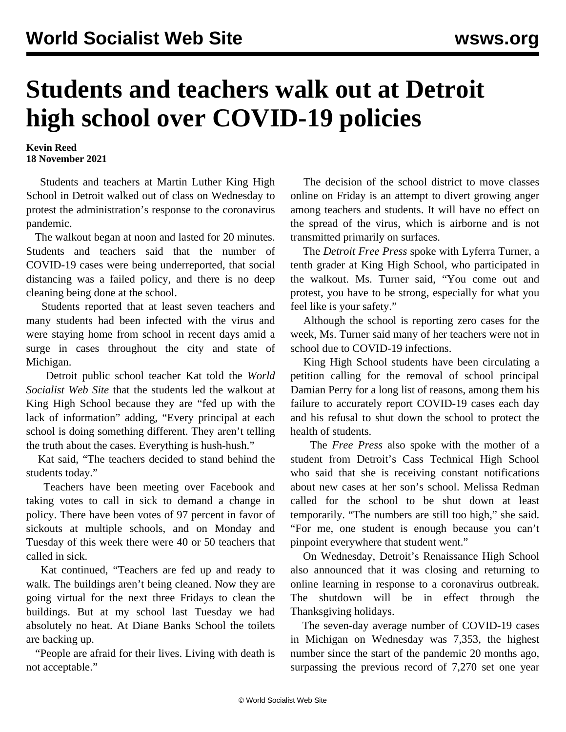# Students and teachers walk out at Detroit high school over COVID-19 policies

**Kevin Reed**
**18 November 2021**

Students and teachers at Martin Luther King High School in Detroit walked out of class on Wednesday to protest the administration's response to the coronavirus pandemic.

The walkout began at noon and lasted for 20 minutes. Students and teachers said that the number of COVID-19 cases were being underreported, that social distancing was a failed policy, and there is no deep cleaning being done at the school.

Students reported that at least seven teachers and many students had been infected with the virus and were staying home from school in recent days amid a surge in cases throughout the city and state of Michigan.

Detroit public school teacher Kat told the *World Socialist Web Site* that the students led the walkout at King High School because they are "fed up with the lack of information" adding, "Every principal at each school is doing something different. They aren't telling the truth about the cases. Everything is hush-hush."

Kat said, "The teachers decided to stand behind the students today."

Teachers have been meeting over Facebook and taking votes to call in sick to demand a change in policy. There have been votes of 97 percent in favor of sickouts at multiple schools, and on Monday and Tuesday of this week there were 40 or 50 teachers that called in sick.

Kat continued, "Teachers are fed up and ready to walk. The buildings aren't being cleaned. Now they are going virtual for the next three Fridays to clean the buildings. But at my school last Tuesday we had absolutely no heat. At Diane Banks School the toilets are backing up.

"People are afraid for their lives. Living with death is not acceptable."

The decision of the school district to move classes online on Friday is an attempt to divert growing anger among teachers and students. It will have no effect on the spread of the virus, which is airborne and is not transmitted primarily on surfaces.

The *Detroit Free Press* spoke with Lyferra Turner, a tenth grader at King High School, who participated in the walkout. Ms. Turner said, "You come out and protest, you have to be strong, especially for what you feel like is your safety."

Although the school is reporting zero cases for the week, Ms. Turner said many of her teachers were not in school due to COVID-19 infections.

King High School students have been circulating a petition calling for the removal of school principal Damian Perry for a long list of reasons, among them his failure to accurately report COVID-19 cases each day and his refusal to shut down the school to protect the health of students.

The *Free Press* also spoke with the mother of a student from Detroit's Cass Technical High School who said that she is receiving constant notifications about new cases at her son's school. Melissa Redman called for the school to be shut down at least temporarily. "The numbers are still too high," she said. "For me, one student is enough because you can't pinpoint everywhere that student went."

On Wednesday, Detroit's Renaissance High School also announced that it was closing and returning to online learning in response to a coronavirus outbreak. The shutdown will be in effect through the Thanksgiving holidays.

The seven-day average number of COVID-19 cases in Michigan on Wednesday was 7,353, the highest number since the start of the pandemic 20 months ago, surpassing the previous record of 7,270 set one year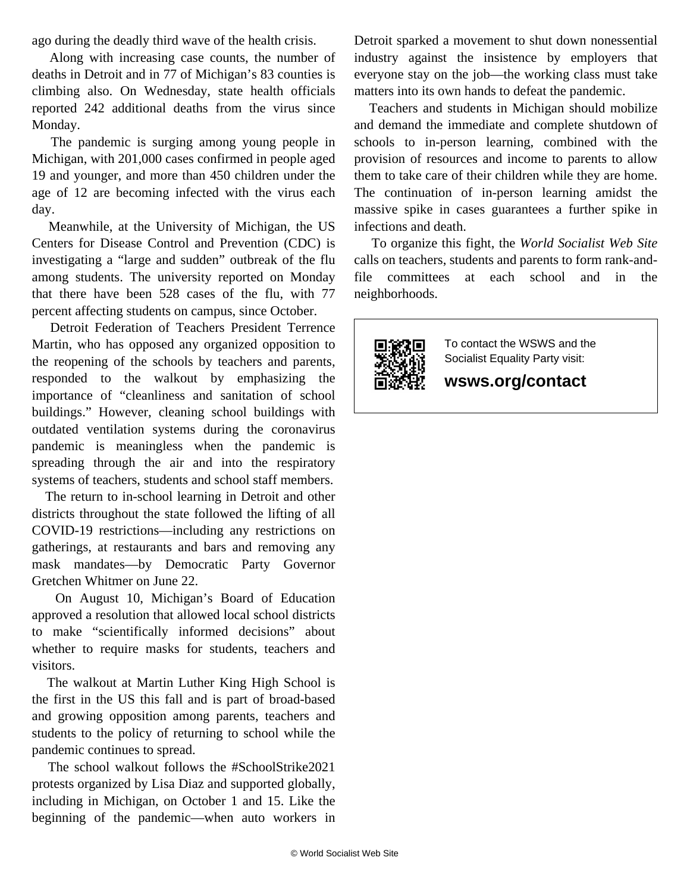ago during the deadly third wave of the health crisis.

Along with increasing case counts, the number of deaths in Detroit and in 77 of Michigan's 83 counties is climbing also. On Wednesday, state health officials reported 242 additional deaths from the virus since Monday.

The pandemic is surging among young people in Michigan, with 201,000 cases confirmed in people aged 19 and younger, and more than 450 children under the age of 12 are becoming infected with the virus each day.

Meanwhile, at the University of Michigan, the US Centers for Disease Control and Prevention (CDC) is investigating a "large and sudden" outbreak of the flu among students. The university reported on Monday that there have been 528 cases of the flu, with 77 percent affecting students on campus, since October.

Detroit Federation of Teachers President Terrence Martin, who has opposed any organized opposition to the reopening of the schools by teachers and parents, responded to the walkout by emphasizing the importance of "cleanliness and sanitation of school buildings." However, cleaning school buildings with outdated ventilation systems during the coronavirus pandemic is meaningless when the pandemic is spreading through the air and into the respiratory systems of teachers, students and school staff members.

The return to in-school learning in Detroit and other districts throughout the state followed the lifting of all COVID-19 restrictions—including any restrictions on gatherings, at restaurants and bars and removing any mask mandates—by Democratic Party Governor Gretchen Whitmer on June 22.

On August 10, Michigan's Board of Education approved a resolution that allowed local school districts to make "scientifically informed decisions" about whether to require masks for students, teachers and visitors.

The walkout at Martin Luther King High School is the first in the US this fall and is part of broad-based and growing opposition among parents, teachers and students to the policy of returning to school while the pandemic continues to spread.

The school walkout follows the #SchoolStrike2021 protests organized by Lisa Diaz and supported globally, including in Michigan, on October 1 and 15. Like the beginning of the pandemic—when auto workers in Detroit sparked a movement to shut down nonessential industry against the insistence by employers that everyone stay on the job—the working class must take matters into its own hands to defeat the pandemic.

Teachers and students in Michigan should mobilize and demand the immediate and complete shutdown of schools to in-person learning, combined with the provision of resources and income to parents to allow them to take care of their children while they are home. The continuation of in-person learning amidst the massive spike in cases guarantees a further spike in infections and death.

To organize this fight, the *World Socialist Web Site* calls on teachers, students and parents to form rank-and-file committees at each school and in the neighborhoods.

To contact the WSWS and the Socialist Equality Party visit:

**wsws.org/contact**